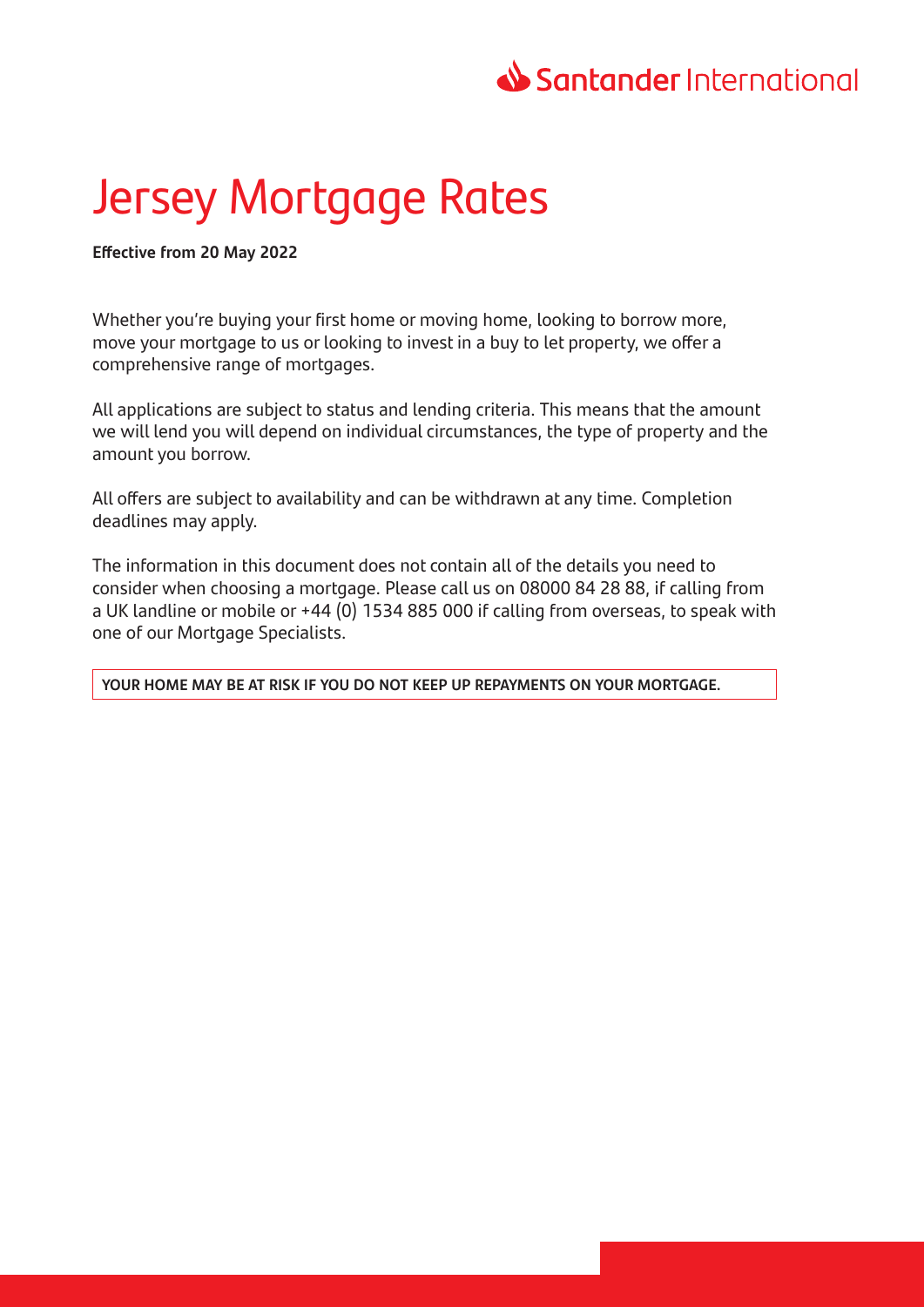Santander International

# Jersey Mortgage Rates

**Effective from 20 May 2022**

Whether you're buying your first home or moving home, looking to borrow more, move your mortgage to us or looking to invest in a buy to let property, we offer a comprehensive range of mortgages.

All applications are subject to status and lending criteria. This means that the amount we will lend you will depend on individual circumstances, the type of property and the amount you borrow.

All offers are subject to availability and can be withdrawn at any time. Completion deadlines may apply.

The information in this document does not contain all of the details you need to consider when choosing a mortgage. Please call us on 08000 84 28 88, if calling from a UK landline or mobile or +44 (0) 1534 885 000 if calling from overseas, to speak with one of our Mortgage Specialists.

**YOUR HOME MAY BE AT RISK IF YOU DO NOT KEEP UP REPAYMENTS ON YOUR MORTGAGE.**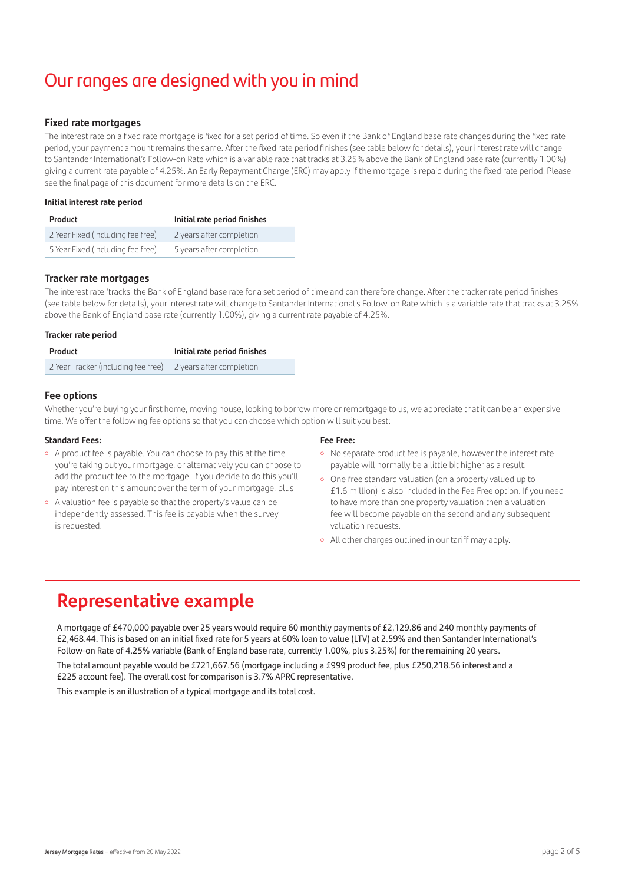# Our ranges are designed with you in mind

### Fixed rate mortgages

The interest rate on a fixed rate mortgage is fixed for a set period of time. So even if the Bank of England base rate changes during the fixed rate period, your payment amount remains the same. After the fixed rate period finishes (see table below for details), your interest rate will change to Santander International's Follow-on Rate which is a variable rate that tracks at 3.25% above the Bank of England base rate (currently 1.00%), giving a current rate payable of 4.25%. An Early Repayment Charge (ERC) may apply if the mortgage is repaid during the fixed rate period. Please see the final page of this document for more details on the ERC.

**Initial interest rate period**

| Product | Initial rate period finishes |
| --- | --- |
| 2 Year Fixed (including fee free) | 2 years after completion |
| 5 Year Fixed (including fee free) | 5 years after completion |

### Tracker rate mortgages

The interest rate 'tracks' the Bank of England base rate for a set period of time and can therefore change. After the tracker rate period finishes (see table below for details), your interest rate will change to Santander International's Follow-on Rate which is a variable rate that tracks at 3.25% above the Bank of England base rate (currently 1.00%), giving a current rate payable of 4.25%.

**Tracker rate period**

| Product | Initial rate period finishes |
| --- | --- |
| 2 Year Tracker (including fee free) | 2 years after completion |

### Fee options

Whether you're buying your first home, moving house, looking to borrow more or remortgage to us, we appreciate that it can be an expensive time. We offer the following fee options so that you can choose which option will suit you best:

**Standard Fees:**

- A product fee is payable. You can choose to pay this at the time you're taking out your mortgage, or alternatively you can choose to add the product fee to the mortgage. If you decide to do this you'll pay interest on this amount over the term of your mortgage, plus
- A valuation fee is payable so that the property's value can be independently assessed. This fee is payable when the survey is requested.

**Fee Free:**

- No separate product fee is payable, however the interest rate payable will normally be a little bit higher as a result.
- One free standard valuation (on a property valued up to £1.6 million) is also included in the Fee Free option. If you need to have more than one property valuation then a valuation fee will become payable on the second and any subsequent valuation requests.
- All other charges outlined in our tariff may apply.

## Representative example

A mortgage of £470,000 payable over 25 years would require 60 monthly payments of £2,129.86 and 240 monthly payments of £2,468.44. This is based on an initial fixed rate for 5 years at 60% loan to value (LTV) at 2.59% and then Santander International's Follow-on Rate of 4.25% variable (Bank of England base rate, currently 1.00%, plus 3.25%) for the remaining 20 years.

The total amount payable would be £721,667.56 (mortgage including a £999 product fee, plus £250,218.56 interest and a £225 account fee). The overall cost for comparison is 3.7% APRC representative.

This example is an illustration of a typical mortgage and its total cost.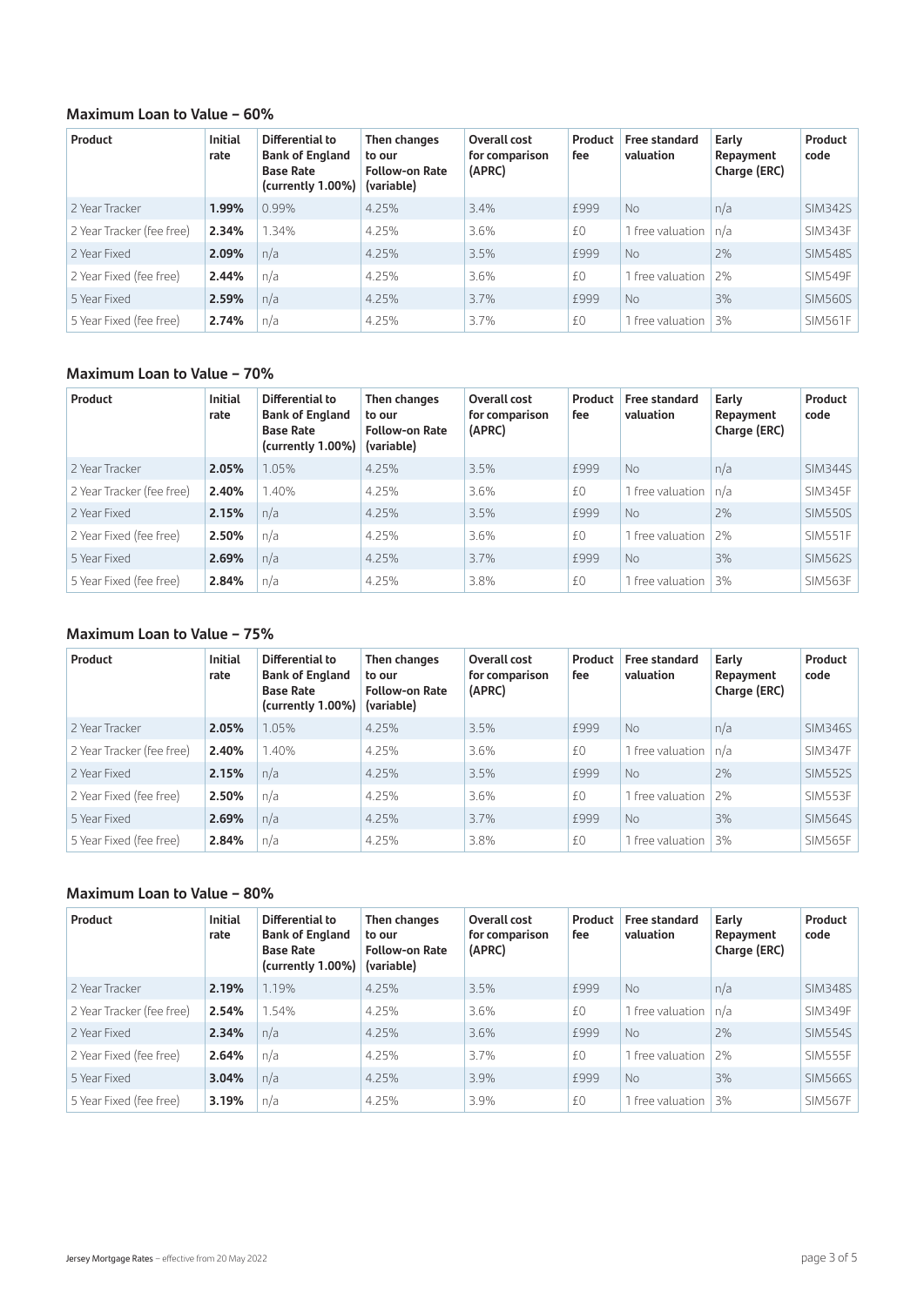### Maximum Loan to Value – 60%

| Product | Initial rate | Differential to Bank of England Base Rate (currently 1.00%) | Then changes to our Follow-on Rate (variable) | Overall cost for comparison (APRC) | Product fee | Free standard valuation | Early Repayment Charge (ERC) | Product code |
|---|---|---|---|---|---|---|---|---|
| 2 Year Tracker | **1.99%** | 0.99% | 4.25% | 3.4% | £999 | No | n/a | SIM342S |
| 2 Year Tracker (fee free) | **2.34%** | 1.34% | 4.25% | 3.6% | £0 | 1 free valuation | n/a | SIM343F |
| 2 Year Fixed | **2.09%** | n/a | 4.25% | 3.5% | £999 | No | 2% | SIM548S |
| 2 Year Fixed (fee free) | **2.44%** | n/a | 4.25% | 3.6% | £0 | 1 free valuation | 2% | SIM549F |
| 5 Year Fixed | **2.59%** | n/a | 4.25% | 3.7% | £999 | No | 3% | SIM560S |
| 5 Year Fixed (fee free) | **2.74%** | n/a | 4.25% | 3.7% | £0 | 1 free valuation | 3% | SIM561F |

### Maximum Loan to Value – 70%

| Product | Initial rate | Differential to Bank of England Base Rate (currently 1.00%) | Then changes to our Follow-on Rate (variable) | Overall cost for comparison (APRC) | Product fee | Free standard valuation | Early Repayment Charge (ERC) | Product code |
|---|---|---|---|---|---|---|---|---|
| 2 Year Tracker | **2.05%** | 1.05% | 4.25% | 3.5% | £999 | No | n/a | SIM344S |
| 2 Year Tracker (fee free) | **2.40%** | 1.40% | 4.25% | 3.6% | £0 | 1 free valuation | n/a | SIM345F |
| 2 Year Fixed | **2.15%** | n/a | 4.25% | 3.5% | £999 | No | 2% | SIM550S |
| 2 Year Fixed (fee free) | **2.50%** | n/a | 4.25% | 3.6% | £0 | 1 free valuation | 2% | SIM551F |
| 5 Year Fixed | **2.69%** | n/a | 4.25% | 3.7% | £999 | No | 3% | SIM562S |
| 5 Year Fixed (fee free) | **2.84%** | n/a | 4.25% | 3.8% | £0 | 1 free valuation | 3% | SIM563F |

### Maximum Loan to Value – 75%

| Product | Initial rate | Differential to Bank of England Base Rate (currently 1.00%) | Then changes to our Follow-on Rate (variable) | Overall cost for comparison (APRC) | Product fee | Free standard valuation | Early Repayment Charge (ERC) | Product code |
|---|---|---|---|---|---|---|---|---|
| 2 Year Tracker | **2.05%** | 1.05% | 4.25% | 3.5% | £999 | No | n/a | SIM346S |
| 2 Year Tracker (fee free) | **2.40%** | 1.40% | 4.25% | 3.6% | £0 | 1 free valuation | n/a | SIM347F |
| 2 Year Fixed | **2.15%** | n/a | 4.25% | 3.5% | £999 | No | 2% | SIM552S |
| 2 Year Fixed (fee free) | **2.50%** | n/a | 4.25% | 3.6% | £0 | 1 free valuation | 2% | SIM553F |
| 5 Year Fixed | **2.69%** | n/a | 4.25% | 3.7% | £999 | No | 3% | SIM564S |
| 5 Year Fixed (fee free) | **2.84%** | n/a | 4.25% | 3.8% | £0 | 1 free valuation | 3% | SIM565F |

### Maximum Loan to Value – 80%

| Product | Initial rate | Differential to Bank of England Base Rate (currently 1.00%) | Then changes to our Follow-on Rate (variable) | Overall cost for comparison (APRC) | Product fee | Free standard valuation | Early Repayment Charge (ERC) | Product code |
|---|---|---|---|---|---|---|---|---|
| 2 Year Tracker | **2.19%** | 1.19% | 4.25% | 3.5% | £999 | No | n/a | SIM348S |
| 2 Year Tracker (fee free) | **2.54%** | 1.54% | 4.25% | 3.6% | £0 | 1 free valuation | n/a | SIM349F |
| 2 Year Fixed | **2.34%** | n/a | 4.25% | 3.6% | £999 | No | 2% | SIM554S |
| 2 Year Fixed (fee free) | **2.64%** | n/a | 4.25% | 3.7% | £0 | 1 free valuation | 2% | SIM555F |
| 5 Year Fixed | **3.04%** | n/a | 4.25% | 3.9% | £999 | No | 3% | SIM566S |
| 5 Year Fixed (fee free) | **3.19%** | n/a | 4.25% | 3.9% | £0 | 1 free valuation | 3% | SIM567F |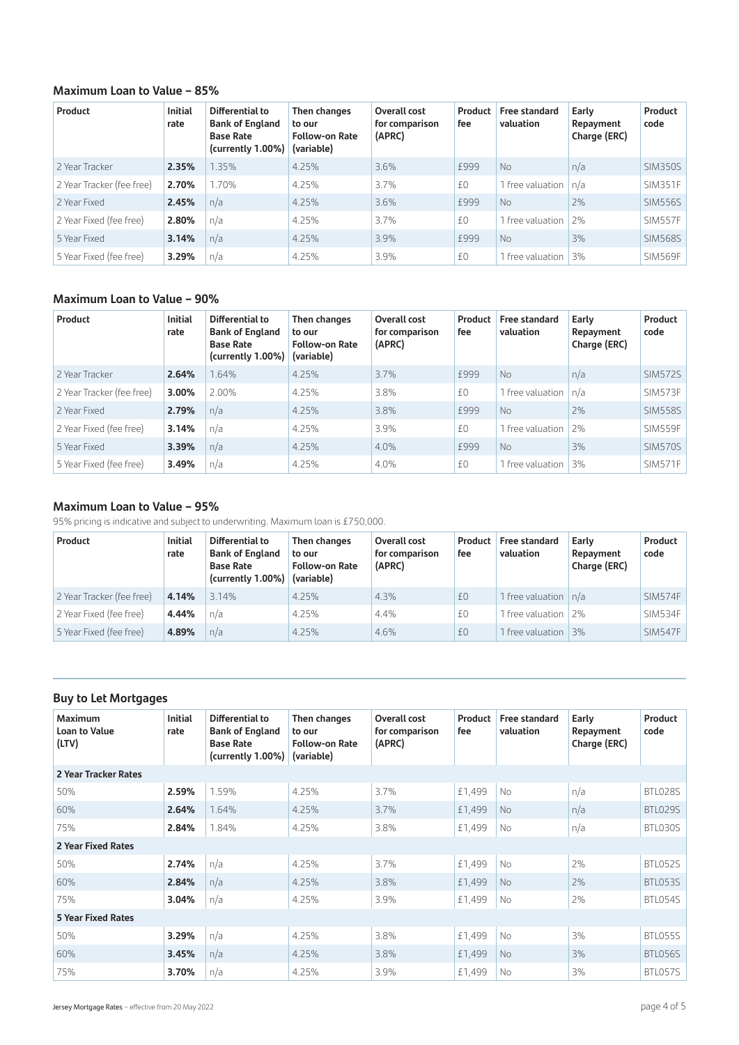## Maximum Loan to Value – 85%

| Product | Initial rate | Differential to Bank of England Base Rate (currently 1.00%) | Then changes to our Follow-on Rate (variable) | Overall cost for comparison (APRC) | Product fee | Free standard valuation | Early Repayment Charge (ERC) | Product code |
|---|---|---|---|---|---|---|---|---|
| 2 Year Tracker | **2.35%** | 1.35% | 4.25% | 3.6% | £999 | No | n/a | SIM350S |
| 2 Year Tracker (fee free) | **2.70%** | 1.70% | 4.25% | 3.7% | £0 | 1 free valuation | n/a | SIM351F |
| 2 Year Fixed | **2.45%** | n/a | 4.25% | 3.6% | £999 | No | 2% | SIM556S |
| 2 Year Fixed (fee free) | **2.80%** | n/a | 4.25% | 3.7% | £0 | 1 free valuation | 2% | SIM557F |
| 5 Year Fixed | **3.14%** | n/a | 4.25% | 3.9% | £999 | No | 3% | SIM568S |
| 5 Year Fixed (fee free) | **3.29%** | n/a | 4.25% | 3.9% | £0 | 1 free valuation | 3% | SIM569F |

## Maximum Loan to Value – 90%

| Product | Initial rate | Differential to Bank of England Base Rate (currently 1.00%) | Then changes to our Follow-on Rate (variable) | Overall cost for comparison (APRC) | Product fee | Free standard valuation | Early Repayment Charge (ERC) | Product code |
|---|---|---|---|---|---|---|---|---|
| 2 Year Tracker | **2.64%** | 1.64% | 4.25% | 3.7% | £999 | No | n/a | SIM572S |
| 2 Year Tracker (fee free) | **3.00%** | 2.00% | 4.25% | 3.8% | £0 | 1 free valuation | n/a | SIM573F |
| 2 Year Fixed | **2.79%** | n/a | 4.25% | 3.8% | £999 | No | 2% | SIM558S |
| 2 Year Fixed (fee free) | **3.14%** | n/a | 4.25% | 3.9% | £0 | 1 free valuation | 2% | SIM559F |
| 5 Year Fixed | **3.39%** | n/a | 4.25% | 4.0% | £999 | No | 3% | SIM570S |
| 5 Year Fixed (fee free) | **3.49%** | n/a | 4.25% | 4.0% | £0 | 1 free valuation | 3% | SIM571F |

## Maximum Loan to Value – 95%

95% pricing is indicative and subject to underwriting. Maximum loan is £750,000.

| Product | Initial rate | Differential to Bank of England Base Rate (currently 1.00%) | Then changes to our Follow-on Rate (variable) | Overall cost for comparison (APRC) | Product fee | Free standard valuation | Early Repayment Charge (ERC) | Product code |
|---|---|---|---|---|---|---|---|---|
| 2 Year Tracker (fee free) | **4.14%** | 3.14% | 4.25% | 4.3% | £0 | 1 free valuation | n/a | SIM574F |
| 2 Year Fixed (fee free) | **4.44%** | n/a | 4.25% | 4.4% | £0 | 1 free valuation | 2% | SIM534F |
| 5 Year Fixed (fee free) | **4.89%** | n/a | 4.25% | 4.6% | £0 | 1 free valuation | 3% | SIM547F |

## Buy to Let Mortgages

| Maximum Loan to Value (LTV) | Initial rate | Differential to Bank of England Base Rate (currently 1.00%) | Then changes to our Follow-on Rate (variable) | Overall cost for comparison (APRC) | Product fee | Free standard valuation | Early Repayment Charge (ERC) | Product code |
|---|---|---|---|---|---|---|---|---|
| **2 Year Tracker Rates** | | | | | | | | |
| 50% | **2.59%** | 1.59% | 4.25% | 3.7% | £1,499 | No | n/a | BTL028S |
| 60% | **2.64%** | 1.64% | 4.25% | 3.7% | £1,499 | No | n/a | BTL029S |
| 75% | **2.84%** | 1.84% | 4.25% | 3.8% | £1,499 | No | n/a | BTL030S |
| **2 Year Fixed Rates** | | | | | | | | |
| 50% | **2.74%** | n/a | 4.25% | 3.7% | £1,499 | No | 2% | BTL052S |
| 60% | **2.84%** | n/a | 4.25% | 3.8% | £1,499 | No | 2% | BTL053S |
| 75% | **3.04%** | n/a | 4.25% | 3.9% | £1,499 | No | 2% | BTL054S |
| **5 Year Fixed Rates** | | | | | | | | |
| 50% | **3.29%** | n/a | 4.25% | 3.8% | £1,499 | No | 3% | BTL055S |
| 60% | **3.45%** | n/a | 4.25% | 3.8% | £1,499 | No | 3% | BTL056S |
| 75% | **3.70%** | n/a | 4.25% | 3.9% | £1,499 | No | 3% | BTL057S |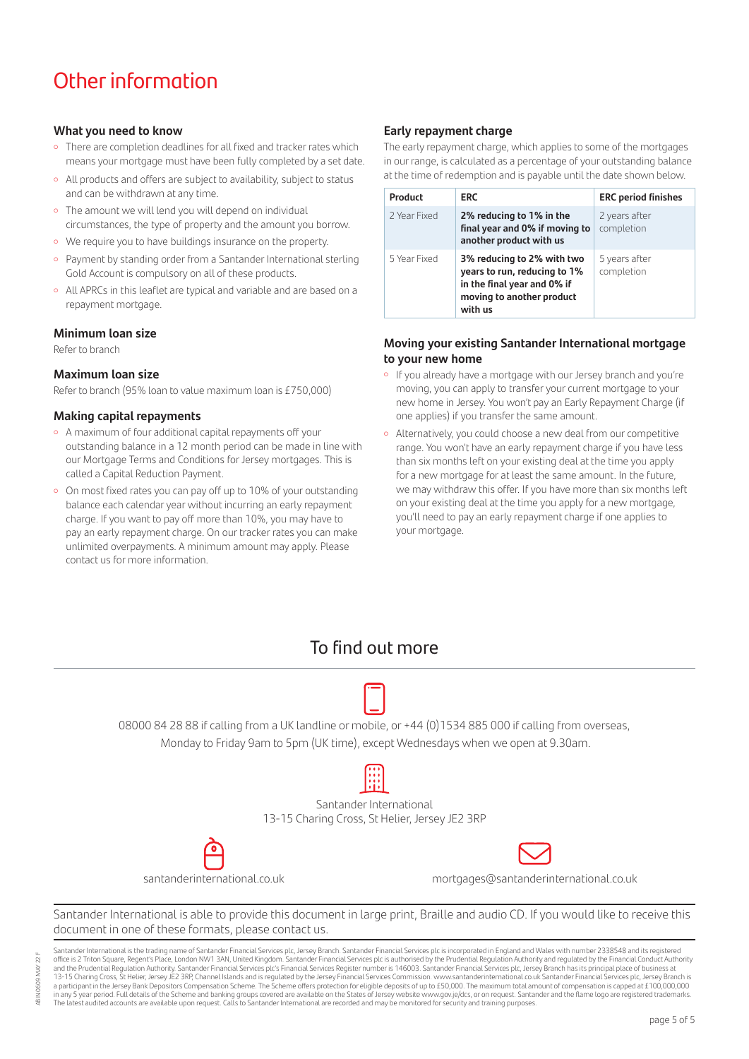# Other information

### What you need to know

- There are completion deadlines for all fixed and tracker rates which means your mortgage must have been fully completed by a set date.
- All products and offers are subject to availability, subject to status and can be withdrawn at any time.
- The amount we will lend you will depend on individual circumstances, the type of property and the amount you borrow.
- We require you to have buildings insurance on the property.
- Payment by standing order from a Santander International sterling Gold Account is compulsory on all of these products.
- All APRCs in this leaflet are typical and variable and are based on a repayment mortgage.

### Minimum loan size

Refer to branch

### Maximum loan size

Refer to branch (95% loan to value maximum loan is £750,000)

### Making capital repayments

- A maximum of four additional capital repayments off your outstanding balance in a 12 month period can be made in line with our Mortgage Terms and Conditions for Jersey mortgages. This is called a Capital Reduction Payment.
- On most fixed rates you can pay off up to 10% of your outstanding balance each calendar year without incurring an early repayment charge. If you want to pay off more than 10%, you may have to pay an early repayment charge. On our tracker rates you can make unlimited overpayments. A minimum amount may apply. Please contact us for more information.

### Early repayment charge

The early repayment charge, which applies to some of the mortgages in our range, is calculated as a percentage of your outstanding balance at the time of redemption and is payable until the date shown below.

| Product | ERC | ERC period finishes |
|---|---|---|
| 2 Year Fixed | **2% reducing to 1% in the final year and 0% if moving to another product with us** | 2 years after completion |
| 5 Year Fixed | **3% reducing to 2% with two years to run, reducing to 1% in the final year and 0% if moving to another product with us** | 5 years after completion |

### Moving your existing Santander International mortgage to your new home

- If you already have a mortgage with our Jersey branch and you're moving, you can apply to transfer your current mortgage to your new home in Jersey. You won't pay an Early Repayment Charge (if one applies) if you transfer the same amount.
- Alternatively, you could choose a new deal from our competitive range. You won't have an early repayment charge if you have less than six months left on your existing deal at the time you apply for a new mortgage for at least the same amount. In the future, we may withdraw this offer. If you have more than six months left on your existing deal at the time you apply for a new mortgage, you'll need to pay an early repayment charge if one applies to your mortgage.

## To find out more

08000 84 28 88 if calling from a UK landline or mobile, or +44 (0)1534 885 000 if calling from overseas, Monday to Friday 9am to 5pm (UK time), except Wednesdays when we open at 9.30am.

Santander International
13-15 Charing Cross, St Helier, Jersey JE2 3RP

santanderinternational.co.uk

mortgages@santanderinternational.co.uk

Santander International is able to provide this document in large print, Braille and audio CD. If you would like to receive this document in one of these formats, please contact us.

Santander International is the trading name of Santander Financial Services plc, Jersey Branch. Santander Financial Services plc is incorporated in England and Wales with number 2338548 and its registered office is 2 Triton Square, Regent's Place, London NW1 3AN, United Kingdom. Santander Financial Services plc is authorised by the Prudential Regulation Authority and regulated by the Financial Conduct Authority and the Prudential Regulation Authority. Santander Financial Services plc's Financial Services Register number is 146003. Santander Financial Services plc, Jersey Branch has its principal place of business at 13-15 Charing Cross, St Helier, Jersey JE2 3RP, Channel Islands and is regulated by the Jersey Financial Services Commission. www.santanderinternational.co.uk Santander Financial Services plc, Jersey Branch is a participant in the Jersey Bank Depositors Compensation Scheme. The Scheme offers protection for eligible deposits of up to £50,000. The maximum total amount of compensation is capped at £100,000,000 in any 5 year period. Full details of the Scheme and banking groups covered are available on the States of Jersey website www.gov.je/dcs, or on request. Santander and the flame logo are registered trademarks. The latest audited accounts are available upon request. Calls to Santander International are recorded and may be monitored for security and training purposes.

ABIN0609 MAY 22 F